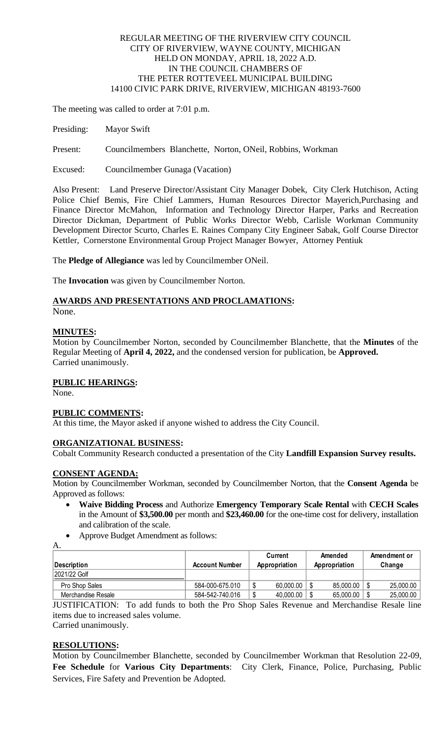REGULAR MEETING OF THE RIVERVIEW CITY COUNCIL
CITY OF RIVERVIEW, WAYNE COUNTY, MICHIGAN
HELD ON MONDAY, APRIL 18, 2022 A.D.
IN THE COUNCIL CHAMBERS OF
THE PETER ROTTEVEEL MUNICIPAL BUILDING
14100 CIVIC PARK DRIVE, RIVERVIEW, MICHIGAN 48193-7600

The meeting was called to order at 7:01 p.m.

Presiding: Mayor Swift

Present: Councilmembers Blanchette, Norton, ONeil, Robbins, Workman

Excused: Councilmember Gunaga (Vacation)

Also Present: Land Preserve Director/Assistant City Manager Dobek, City Clerk Hutchison, Acting Police Chief Bemis, Fire Chief Lammers, Human Resources Director Mayerich, Purchasing and Finance Director McMahon, Information and Technology Director Harper, Parks and Recreation Director Dickman, Department of Public Works Director Webb, Carlisle Workman Community Development Director Scurto, Charles E. Raines Company City Engineer Sabak, Golf Course Director Kettler, Cornerstone Environmental Group Project Manager Bowyer, Attorney Pentiuk

The **Pledge of Allegiance** was led by Councilmember ONeil.

The **Invocation** was given by Councilmember Norton.

## AWARDS AND PRESENTATIONS AND PROCLAMATIONS:

None.

## MINUTES:

Motion by Councilmember Norton, seconded by Councilmember Blanchette, that the **Minutes** of the Regular Meeting of **April 4, 2022,** and the condensed version for publication, be **Approved.**
Carried unanimously.

## PUBLIC HEARINGS:

None.

## PUBLIC COMMENTS:

At this time, the Mayor asked if anyone wished to address the City Council.

## ORGANIZATIONAL BUSINESS:

Cobalt Community Research conducted a presentation of the City **Landfill Expansion Survey results.**

## CONSENT AGENDA:

Motion by Councilmember Workman, seconded by Councilmember Norton, that the **Consent Agenda** be Approved as follows:

- **Waive Bidding Process** and Authorize **Emergency Temporary Scale Rental** with **CECH Scales** in the Amount of **$3,500.00** per month and **$23,460.00** for the one-time cost for delivery, installation and calibration of the scale.
- Approve Budget Amendment as follows:

A.

| Description | Account Number | Current Appropriation | Amended Appropriation | Amendment or Change |
|---|---|---|---|---|
| 2021/22 Golf | | | | |
| Pro Shop Sales | 584-000-675.010 | $ 60,000.00 | $ 85,000.00 | $ 25,000.00 |
| Merchandise Resale | 584-542-740.016 | $ 40,000.00 | $ 65,000.00 | $ 25,000.00 |

JUSTIFICATION: To add funds to both the Pro Shop Sales Revenue and Merchandise Resale line items due to increased sales volume.
Carried unanimously.

## RESOLUTIONS:

Motion by Councilmember Blanchette, seconded by Councilmember Workman that Resolution 22-09, **Fee Schedule** for **Various City Departments**: City Clerk, Finance, Police, Purchasing, Public Services, Fire Safety and Prevention be Adopted.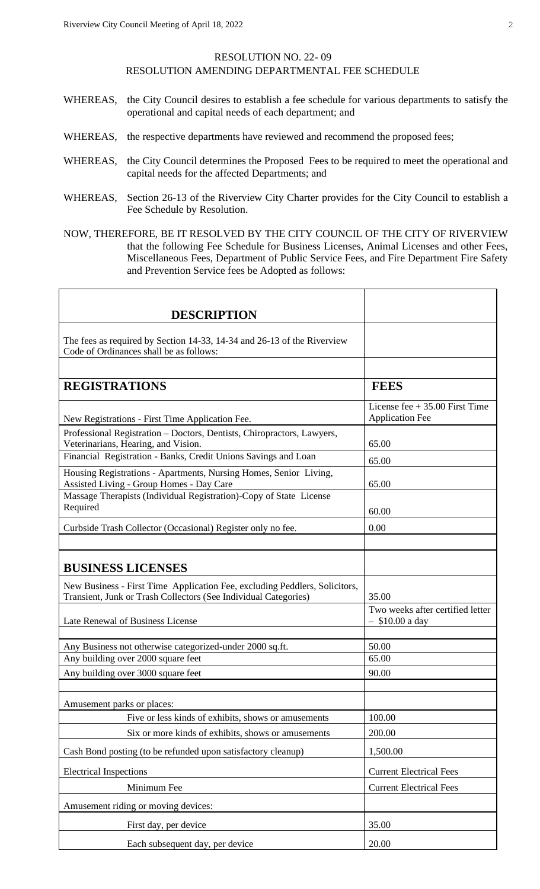RESOLUTION NO. 22- 09
RESOLUTION AMENDING DEPARTMENTAL FEE SCHEDULE

WHEREAS, the City Council desires to establish a fee schedule for various departments to satisfy the operational and capital needs of each department; and

WHEREAS, the respective departments have reviewed and recommend the proposed fees;

WHEREAS, the City Council determines the Proposed Fees to be required to meet the operational and capital needs for the affected Departments; and

WHEREAS, Section 26-13 of the Riverview City Charter provides for the City Council to establish a Fee Schedule by Resolution.

NOW, THEREFORE, BE IT RESOLVED BY THE CITY COUNCIL OF THE CITY OF RIVERVIEW that the following Fee Schedule for Business Licenses, Animal Licenses and other Fees, Miscellaneous Fees, Department of Public Service Fees, and Fire Department Fire Safety and Prevention Service fees be Adopted as follows:

| **DESCRIPTION** | |
|---|---|
| The fees as required by Section 14-33, 14-34 and 26-13 of the Riverview Code of Ordinances shall be as follows: | |
| | |
| **REGISTRATIONS** | **FEES** |
| New Registrations - First Time Application Fee. | License fee + 35.00 First Time Application Fee |
| Professional Registration – Doctors, Dentists, Chiropractors, Lawyers, Veterinarians, Hearing, and Vision. | 65.00 |
| Financial Registration - Banks, Credit Unions Savings and Loan | 65.00 |
| Housing Registrations - Apartments, Nursing Homes, Senior Living, Assisted Living - Group Homes - Day Care | 65.00 |
| Massage Therapists (Individual Registration)-Copy of State License Required | 60.00 |
| Curbside Trash Collector (Occasional) Register only no fee. | 0.00 |
| | |
| **BUSINESS LICENSES** | |
| New Business - First Time Application Fee, excluding Peddlers, Solicitors, Transient, Junk or Trash Collectors (See Individual Categories) | 35.00 |
| Late Renewal of Business License | Two weeks after certified letter – $10.00 a day |
| | |
| Any Business not otherwise categorized-under 2000 sq.ft. | 50.00 |
| Any building over 2000 square feet | 65.00 |
| Any building over 3000 square feet | 90.00 |
| | |
| Amusement parks or places: | |
| Five or less kinds of exhibits, shows or amusements | 100.00 |
| Six or more kinds of exhibits, shows or amusements | 200.00 |
| Cash Bond posting (to be refunded upon satisfactory cleanup) | 1,500.00 |
| Electrical Inspections | Current Electrical Fees |
| Minimum Fee | Current Electrical Fees |
| Amusement riding or moving devices: | |
| First day, per device | 35.00 |
| Each subsequent day, per device | 20.00 |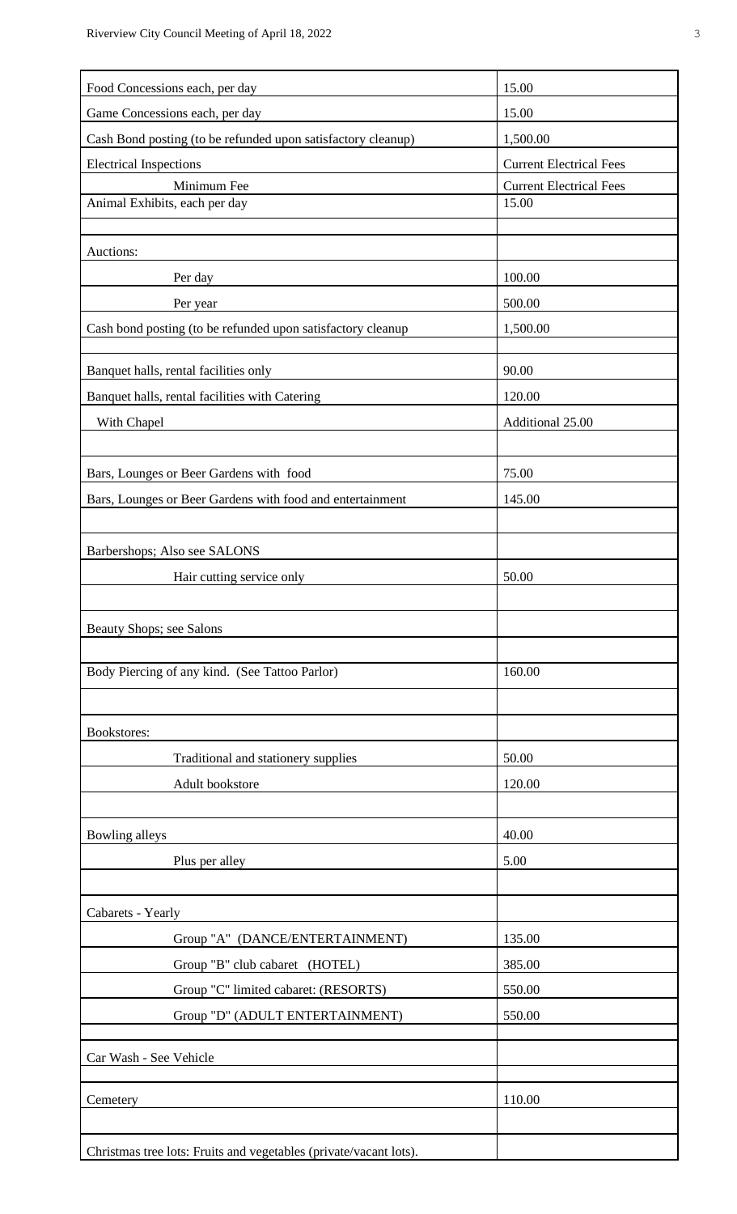| | |
|---|---|
| Food Concessions each, per day | 15.00 |
| Game Concessions each, per day | 15.00 |
| Cash Bond posting (to be refunded upon satisfactory cleanup) | 1,500.00 |
| Electrical Inspections | Current Electrical Fees |
| Minimum Fee | Current Electrical Fees |
| Animal Exhibits, each per day | 15.00 |
| | |
| Auctions: | |
| Per day | 100.00 |
| Per year | 500.00 |
| Cash bond posting (to be refunded upon satisfactory cleanup | 1,500.00 |
| | |
| Banquet halls, rental facilities only | 90.00 |
| Banquet halls, rental facilities with Catering | 120.00 |
| With Chapel | Additional 25.00 |
| | |
| Bars, Lounges or Beer Gardens with food | 75.00 |
| Bars, Lounges or Beer Gardens with food and entertainment | 145.00 |
| | |
| Barbershops; Also see SALONS | |
| Hair cutting service only | 50.00 |
| | |
| Beauty Shops; see Salons | |
| | |
| Body Piercing of any kind. (See Tattoo Parlor) | 160.00 |
| | |
| Bookstores: | |
| Traditional and stationery supplies | 50.00 |
| Adult bookstore | 120.00 |
| | |
| Bowling alleys | 40.00 |
| Plus per alley | 5.00 |
| | |
| Cabarets - Yearly | |
| Group "A" (DANCE/ENTERTAINMENT) | 135.00 |
| Group "B" club cabaret (HOTEL) | 385.00 |
| Group "C" limited cabaret: (RESORTS) | 550.00 |
| Group "D" (ADULT ENTERTAINMENT) | 550.00 |
| | |
| Car Wash - See Vehicle | |
| | |
| Cemetery | 110.00 |
| | |
| Christmas tree lots: Fruits and vegetables (private/vacant lots). | |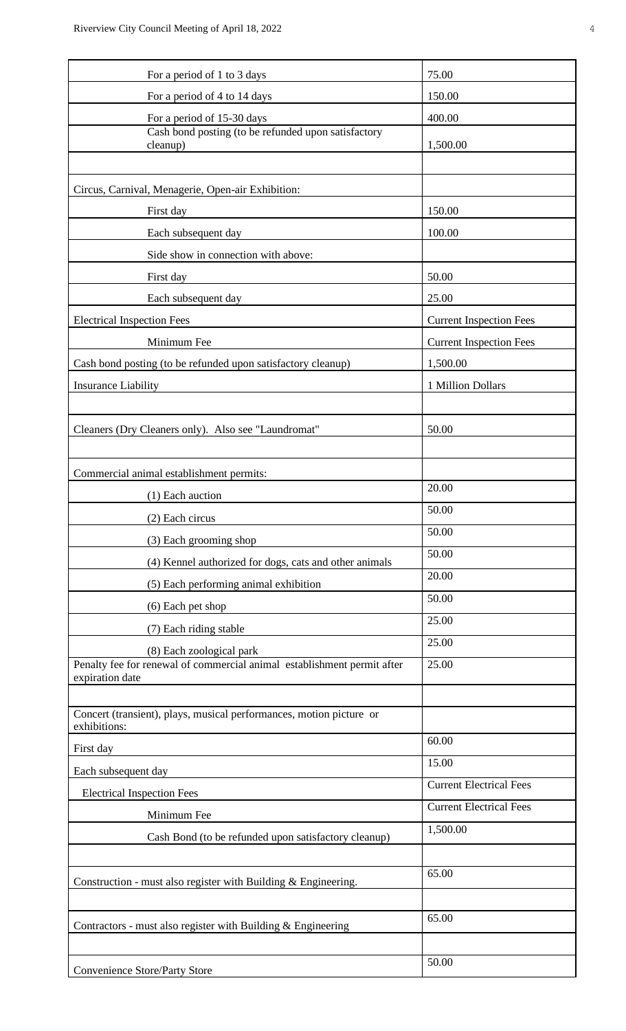| | |
|---|---|
| For a period of 1 to 3 days | 75.00 |
| For a period of 4 to 14 days | 150.00 |
| For a period of 15-30 days | 400.00 |
| Cash bond posting (to be refunded upon satisfactory cleanup) | 1,500.00 |
| | |
| Circus, Carnival, Menagerie, Open-air Exhibition: | |
| First day | 150.00 |
| Each subsequent day | 100.00 |
| Side show in connection with above: | |
| First day | 50.00 |
| Each subsequent day | 25.00 |
| Electrical Inspection Fees | Current Inspection Fees |
| Minimum Fee | Current Inspection Fees |
| Cash bond posting (to be refunded upon satisfactory cleanup) | 1,500.00 |
| Insurance Liability | 1 Million Dollars |
| | |
| Cleaners (Dry Cleaners only). Also see "Laundromat" | 50.00 |
| | |
| Commercial animal establishment permits: | |
| (1) Each auction | 20.00 |
| (2) Each circus | 50.00 |
| (3) Each grooming shop | 50.00 |
| (4) Kennel authorized for dogs, cats and other animals | 50.00 |
| (5) Each performing animal exhibition | 20.00 |
| (6) Each pet shop | 50.00 |
| (7) Each riding stable | 25.00 |
| (8) Each zoological park | 25.00 |
| Penalty fee for renewal of commercial animal establishment permit after expiration date | 25.00 |
| | |
| Concert (transient), plays, musical performances, motion picture or exhibitions: | |
| First day | 60.00 |
| Each subsequent day | 15.00 |
| Electrical Inspection Fees | Current Electrical Fees |
| Minimum Fee | Current Electrical Fees |
| Cash Bond (to be refunded upon satisfactory cleanup) | 1,500.00 |
| | |
| Construction - must also register with Building & Engineering. | 65.00 |
| | |
| Contractors - must also register with Building & Engineering | 65.00 |
| | |
| Convenience Store/Party Store | 50.00 |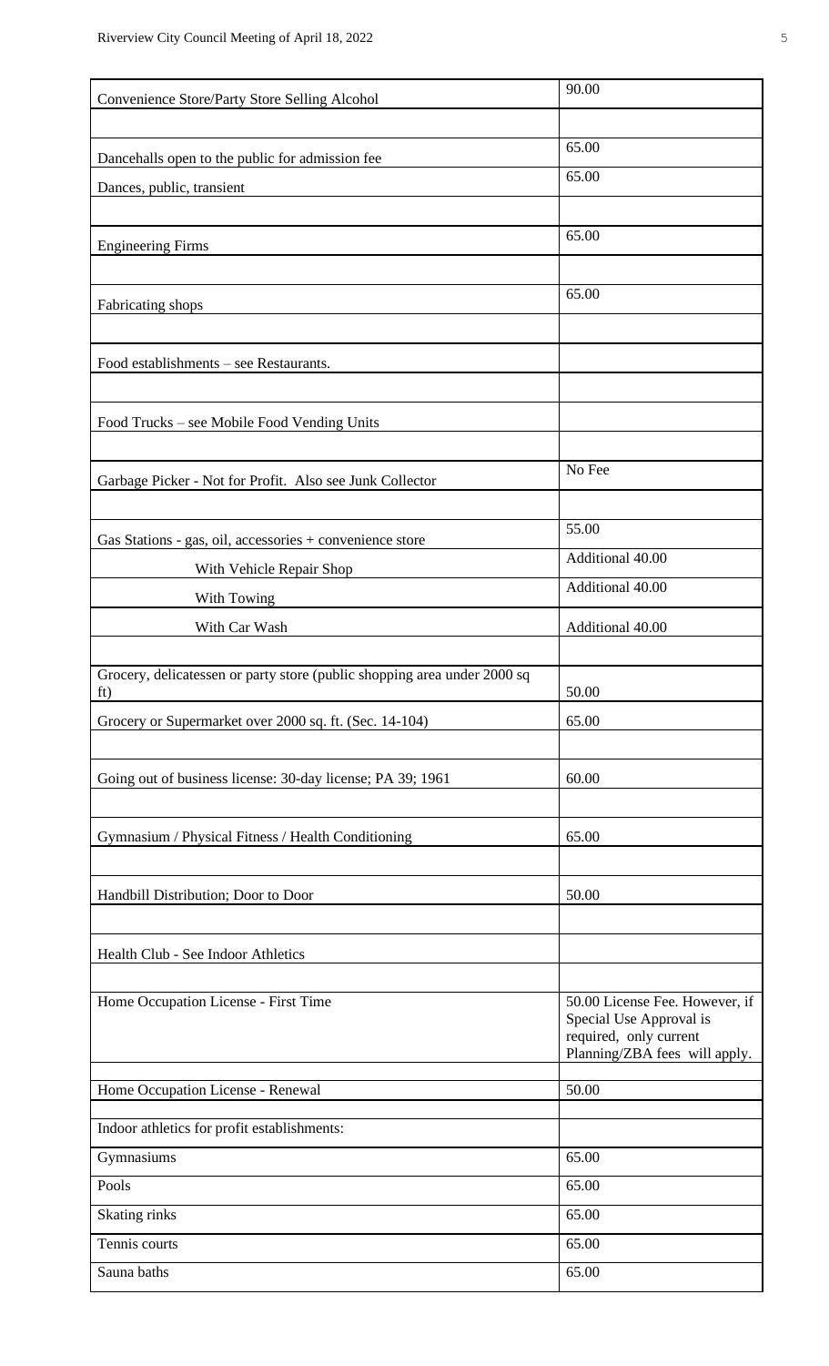| | |
|---|---|
| Convenience Store/Party Store Selling Alcohol | 90.00 |
| | |
| Dancehalls open to the public for admission fee | 65.00 |
| Dances, public, transient | 65.00 |
| | |
| Engineering Firms | 65.00 |
| | |
| Fabricating shops | 65.00 |
| | |
| Food establishments – see Restaurants. | |
| | |
| Food Trucks – see Mobile Food Vending Units | |
| | |
| Garbage Picker - Not for Profit. Also see Junk Collector | No Fee |
| | |
| Gas Stations - gas, oil, accessories + convenience store | 55.00 |
| With Vehicle Repair Shop | Additional 40.00 |
| With Towing | Additional 40.00 |
| With Car Wash | Additional 40.00 |
| | |
| Grocery, delicatessen or party store (public shopping area under 2000 sq ft) | 50.00 |
| Grocery or Supermarket over 2000 sq. ft. (Sec. 14-104) | 65.00 |
| | |
| Going out of business license: 30-day license; PA 39; 1961 | 60.00 |
| | |
| Gymnasium / Physical Fitness / Health Conditioning | 65.00 |
| | |
| Handbill Distribution; Door to Door | 50.00 |
| | |
| Health Club - See Indoor Athletics | |
| | |
| Home Occupation License - First Time | 50.00 License Fee. However, if Special Use Approval is required, only current Planning/ZBA fees will apply. |
| | |
| Home Occupation License - Renewal | 50.00 |
| | |
| Indoor athletics for profit establishments: | |
| Gymnasiums | 65.00 |
| Pools | 65.00 |
| Skating rinks | 65.00 |
| Tennis courts | 65.00 |
| Sauna baths | 65.00 |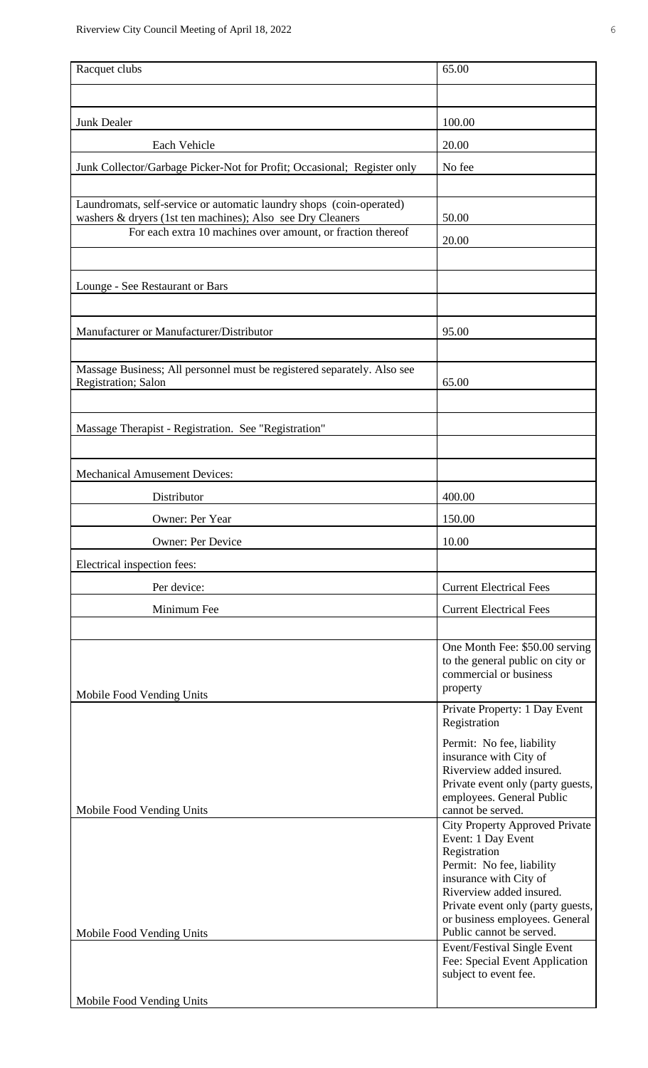| | |
|---|---|
| Racquet clubs | 65.00 |
| | |
| Junk Dealer | 100.00 |
| Each Vehicle | 20.00 |
| Junk Collector/Garbage Picker-Not for Profit; Occasional; Register only | No fee |
| | |
| Laundromats, self-service or automatic laundry shops (coin-operated) washers & dryers (1st ten machines); Also see Dry Cleaners | 50.00 |
| For each extra 10 machines over amount, or fraction thereof | 20.00 |
| | |
| Lounge - See Restaurant or Bars | |
| | |
| Manufacturer or Manufacturer/Distributor | 95.00 |
| | |
| Massage Business; All personnel must be registered separately. Also see Registration; Salon | 65.00 |
| | |
| Massage Therapist - Registration. See "Registration" | |
| | |
| Mechanical Amusement Devices: | |
| Distributor | 400.00 |
| Owner: Per Year | 150.00 |
| Owner: Per Device | 10.00 |
| Electrical inspection fees: | |
| Per device: | Current Electrical Fees |
| Minimum Fee | Current Electrical Fees |
| | |
| Mobile Food Vending Units | One Month Fee: $50.00 serving to the general public on city or commercial or business property |
| Mobile Food Vending Units | Private Property: 1 Day Event Registration<br>Permit: No fee, liability insurance with City of Riverview added insured. Private event only (party guests, employees. General Public cannot be served. |
| Mobile Food Vending Units | City Property Approved Private Event: 1 Day Event Registration<br>Permit: No fee, liability insurance with City of Riverview added insured. Private event only (party guests, or business employees. General Public cannot be served. |
| Mobile Food Vending Units | Event/Festival Single Event Fee: Special Event Application subject to event fee. |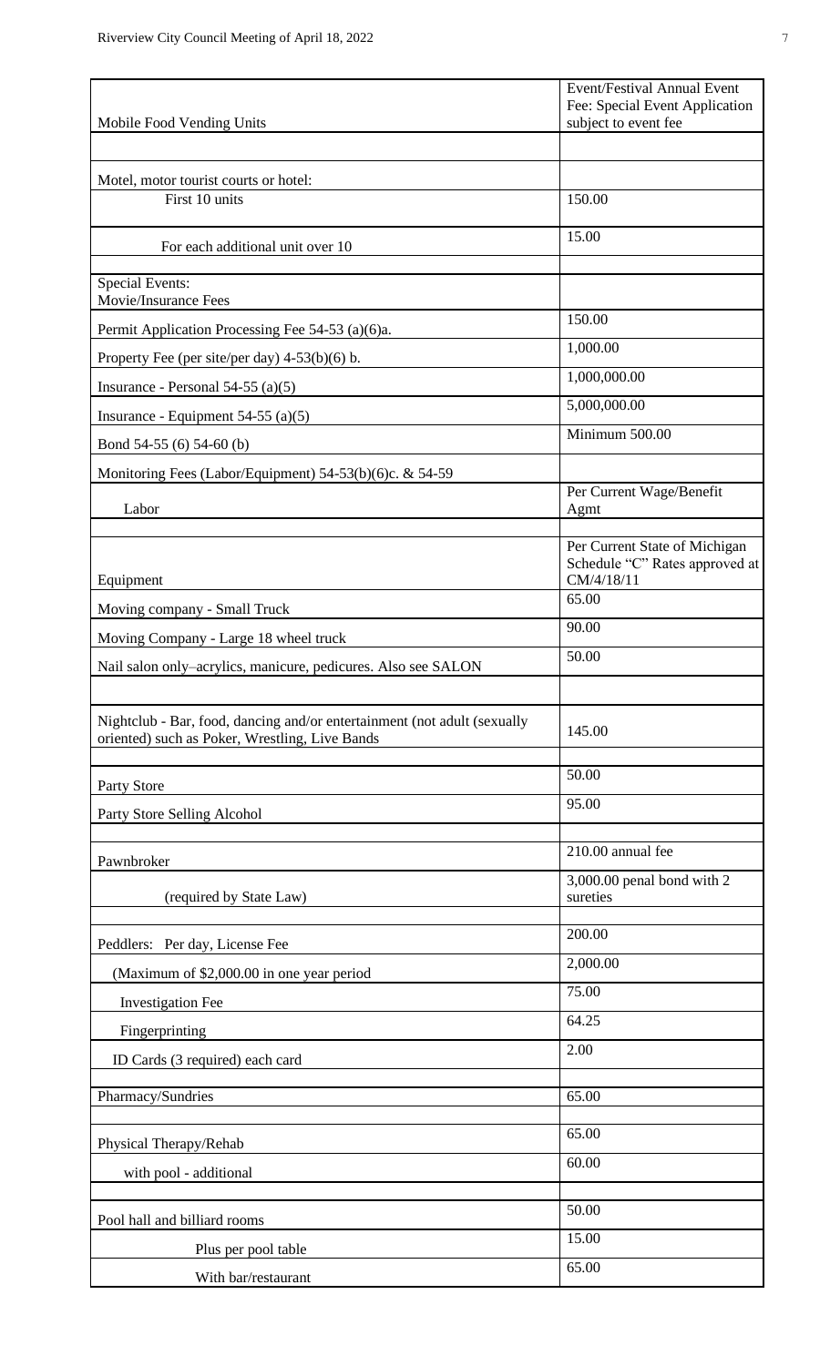| Mobile Food Vending Units | Event/Festival Annual Event Fee: Special Event Application subject to event fee |
|---|---|
| | |
| Motel, motor tourist courts or hotel: | |
| First 10 units | 150.00 |
| For each additional unit over 10 | 15.00 |
| | |
| Special Events: Movie/Insurance Fees | |
| Permit Application Processing Fee 54-53 (a)(6)a. | 150.00 |
| Property Fee (per site/per day) 4-53(b)(6) b. | 1,000.00 |
| Insurance - Personal 54-55 (a)(5) | 1,000,000.00 |
| Insurance - Equipment 54-55 (a)(5) | 5,000,000.00 |
| Bond 54-55 (6) 54-60 (b) | Minimum 500.00 |
| Monitoring Fees (Labor/Equipment) 54-53(b)(6)c. & 54-59 | |
| Labor | Per Current Wage/Benefit Agmt |
| | |
| Equipment | Per Current State of Michigan Schedule "C" Rates approved at CM/4/18/11 |
| Moving company - Small Truck | 65.00 |
| Moving Company - Large 18 wheel truck | 90.00 |
| Nail salon only–acrylics, manicure, pedicures. Also see SALON | 50.00 |
| | |
| Nightclub - Bar, food, dancing and/or entertainment (not adult (sexually oriented) such as Poker, Wrestling, Live Bands | 145.00 |
| | |
| Party Store | 50.00 |
| Party Store Selling Alcohol | 95.00 |
| | |
| Pawnbroker | 210.00 annual fee |
| (required by State Law) | 3,000.00 penal bond with 2 sureties |
| | |
| Peddlers: Per day, License Fee | 200.00 |
| (Maximum of $2,000.00 in one year period | 2,000.00 |
| Investigation Fee | 75.00 |
| Fingerprinting | 64.25 |
| ID Cards (3 required) each card | 2.00 |
| | |
| Pharmacy/Sundries | 65.00 |
| | |
| Physical Therapy/Rehab | 65.00 |
| with pool - additional | 60.00 |
| | |
| Pool hall and billiard rooms | 50.00 |
| Plus per pool table | 15.00 |
| With bar/restaurant | 65.00 |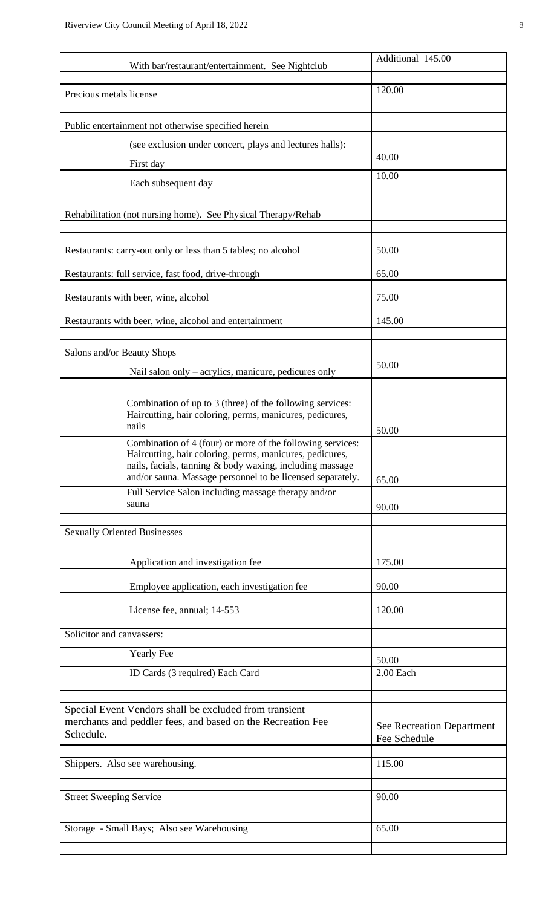| | |
|---|---|
| With bar/restaurant/entertainment. See Nightclub | Additional 145.00 |
| | |
| Precious metals license | 120.00 |
| | |
| Public entertainment not otherwise specified herein | |
| (see exclusion under concert, plays and lectures halls): | |
| First day | 40.00 |
| Each subsequent day | 10.00 |
| | |
| Rehabilitation (not nursing home). See Physical Therapy/Rehab | |
| | |
| Restaurants: carry-out only or less than 5 tables; no alcohol | 50.00 |
| Restaurants: full service, fast food, drive-through | 65.00 |
| Restaurants with beer, wine, alcohol | 75.00 |
| Restaurants with beer, wine, alcohol and entertainment | 145.00 |
| | |
| Salons and/or Beauty Shops | |
| Nail salon only – acrylics, manicure, pedicures only | 50.00 |
| | |
| Combination of up to 3 (three) of the following services: Haircutting, hair coloring, perms, manicures, pedicures, nails | 50.00 |
| Combination of 4 (four) or more of the following services: Haircutting, hair coloring, perms, manicures, pedicures, nails, facials, tanning & body waxing, including massage and/or sauna. Massage personnel to be licensed separately. | 65.00 |
| Full Service Salon including massage therapy and/or sauna | 90.00 |
| | |
| Sexually Oriented Businesses | |
| Application and investigation fee | 175.00 |
| Employee application, each investigation fee | 90.00 |
| License fee, annual; 14-553 | 120.00 |
| | |
| Solicitor and canvassers: | |
| Yearly Fee | 50.00 |
| ID Cards (3 required) Each Card | 2.00 Each |
| | |
| Special Event Vendors shall be excluded from transient merchants and peddler fees, and based on the Recreation Fee Schedule. | See Recreation Department Fee Schedule |
| | |
| Shippers. Also see warehousing. | 115.00 |
| | |
| Street Sweeping Service | 90.00 |
| | |
| Storage - Small Bays; Also see Warehousing | 65.00 |
| | |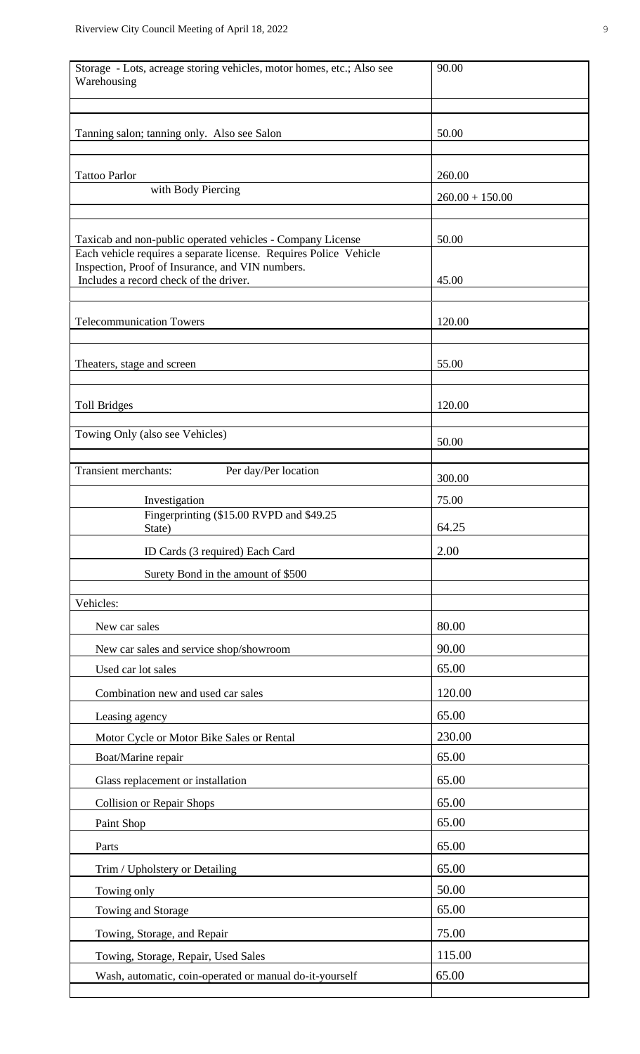| | |
|---|---|
| Storage - Lots, acreage storing vehicles, motor homes, etc.; Also see Warehousing | 90.00 |
| | |
| Tanning salon; tanning only. Also see Salon | 50.00 |
| | |
| Tattoo Parlor | 260.00 |
| with Body Piercing | 260.00 + 150.00 |
| | |
| Taxicab and non-public operated vehicles - Company License | 50.00 |
| Each vehicle requires a separate license. Requires Police Vehicle Inspection, Proof of Insurance, and VIN numbers. Includes a record check of the driver. | 45.00 |
| | |
| Telecommunication Towers | 120.00 |
| | |
| Theaters, stage and screen | 55.00 |
| | |
| Toll Bridges | 120.00 |
| | |
| Towing Only (also see Vehicles) | 50.00 |
| | |
| Transient merchants: Per day/Per location | 300.00 |
| Investigation | 75.00 |
| Fingerprinting ($15.00 RVPD and $49.25 State) | 64.25 |
| ID Cards (3 required) Each Card | 2.00 |
| Surety Bond in the amount of $500 | |
| | |
| Vehicles: | |
| New car sales | 80.00 |
| New car sales and service shop/showroom | 90.00 |
| Used car lot sales | 65.00 |
| Combination new and used car sales | 120.00 |
| Leasing agency | 65.00 |
| Motor Cycle or Motor Bike Sales or Rental | 230.00 |
| Boat/Marine repair | 65.00 |
| Glass replacement or installation | 65.00 |
| Collision or Repair Shops | 65.00 |
| Paint Shop | 65.00 |
| Parts | 65.00 |
| Trim / Upholstery or Detailing | 65.00 |
| Towing only | 50.00 |
| Towing and Storage | 65.00 |
| Towing, Storage, and Repair | 75.00 |
| Towing, Storage, Repair, Used Sales | 115.00 |
| Wash, automatic, coin-operated or manual do-it-yourself | 65.00 |
| | |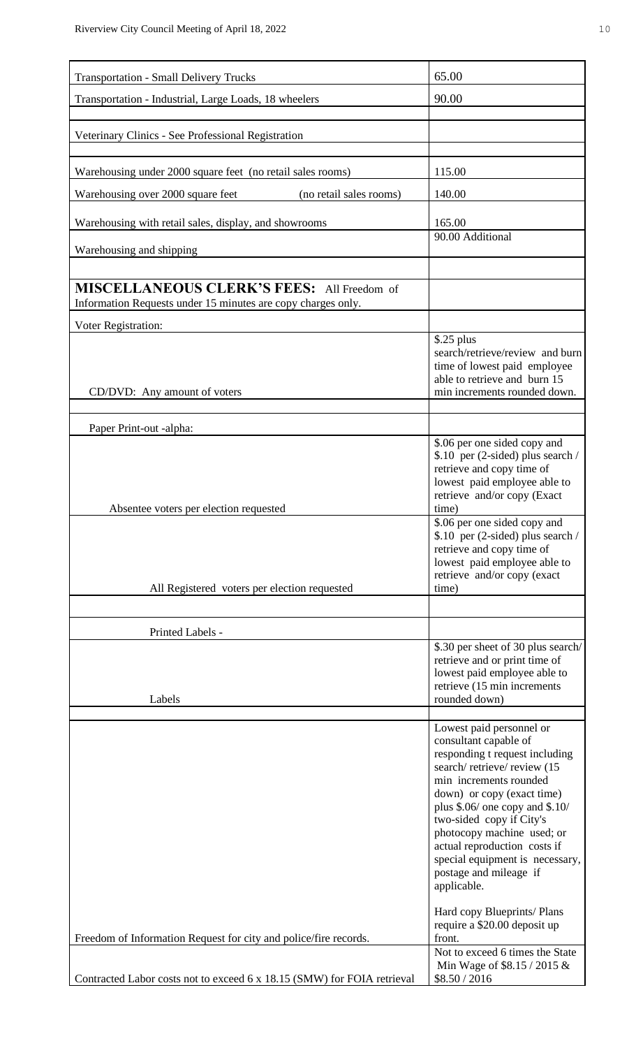| | |
|---|---|
| Transportation - Small Delivery Trucks | 65.00 |
| Transportation - Industrial, Large Loads, 18 wheelers | 90.00 |
| | |
| Veterinary Clinics - See Professional Registration | |
| | |
| Warehousing under 2000 square feet (no retail sales rooms) | 115.00 |
| Warehousing over 2000 square feet (no retail sales rooms) | 140.00 |
| Warehousing with retail sales, display, and showrooms | 165.00 |
| Warehousing and shipping | 90.00 Additional |
| | |
| **MISCELLANEOUS CLERK'S FEES:** All Freedom of Information Requests under 15 minutes are copy charges only. | |
| Voter Registration: | |
| CD/DVD: Any amount of voters | $.25 plus search/retrieve/review and burn time of lowest paid employee able to retrieve and burn 15 min increments rounded down. |
| | |
| Paper Print-out -alpha: | |
| Absentee voters per election requested | $.06 per one sided copy and $.10 per (2-sided) plus search / retrieve and copy time of lowest paid employee able to retrieve and/or copy (Exact time) |
| All Registered voters per election requested | $.06 per one sided copy and $.10 per (2-sided) plus search / retrieve and copy time of lowest paid employee able to retrieve and/or copy (exact time) |
| | |
| Printed Labels - | |
| Labels | $.30 per sheet of 30 plus search/ retrieve and or print time of lowest paid employee able to retrieve (15 min increments rounded down) |
| | |
| Freedom of Information Request for city and police/fire records. | Lowest paid personnel or consultant capable of responding t request including search/ retrieve/ review (15 min increments rounded down) or copy (exact time) plus $.06/ one copy and $.10/ two-sided copy if City's photocopy machine used; or actual reproduction costs if special equipment is necessary, postage and mileage if applicable.<br><br>Hard copy Blueprints/ Plans require a $20.00 deposit up front. |
| Contracted Labor costs not to exceed 6 x 18.15 (SMW) for FOIA retrieval | Not to exceed 6 times the State Min Wage of $8.15 / 2015 & $8.50 / 2016 |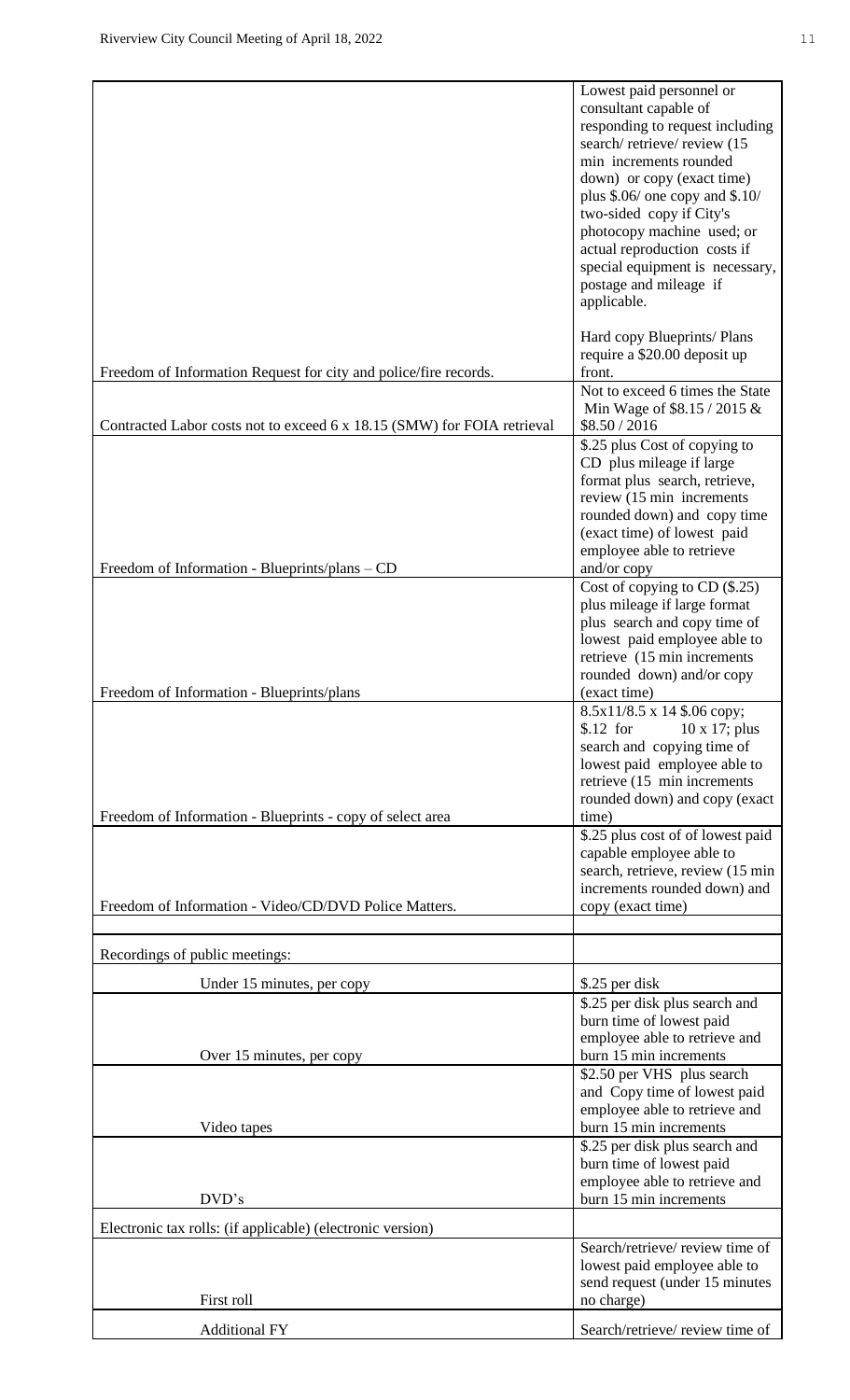| | |
|---|---|
| Freedom of Information Request for city and police/fire records. | Lowest paid personnel or consultant capable of responding to request including search/ retrieve/ review (15 min increments rounded down) or copy (exact time) plus $.06/ one copy and $.10/ two-sided copy if City's photocopy machine used; or actual reproduction costs if special equipment is necessary, postage and mileage if applicable.<br><br>Hard copy Blueprints/ Plans require a $20.00 deposit up front. |
| Contracted Labor costs not to exceed 6 x 18.15 (SMW) for FOIA retrieval | Not to exceed 6 times the State Min Wage of $8.15 / 2015 & $8.50 / 2016 |
| Freedom of Information - Blueprints/plans – CD | $.25 plus Cost of copying to CD plus mileage if large format plus search, retrieve, review (15 min increments rounded down) and copy time (exact time) of lowest paid employee able to retrieve and/or copy |
| Freedom of Information - Blueprints/plans | Cost of copying to CD ($.25) plus mileage if large format plus search and copy time of lowest paid employee able to retrieve (15 min increments rounded down) and/or copy (exact time) |
| Freedom of Information - Blueprints - copy of select area | 8.5x11/8.5 x 14 $.06 copy; $.12 for 10 x 17; plus search and copying time of lowest paid employee able to retrieve (15 min increments rounded down) and copy (exact time) |
| Freedom of Information - Video/CD/DVD Police Matters. | $.25 plus cost of of lowest paid capable employee able to search, retrieve, review (15 min increments rounded down) and copy (exact time) |
| | |
| Recordings of public meetings: | |
| Under 15 minutes, per copy | $.25 per disk |
| Over 15 minutes, per copy | $.25 per disk plus search and burn time of lowest paid employee able to retrieve and burn 15 min increments |
| Video tapes | $2.50 per VHS plus search and Copy time of lowest paid employee able to retrieve and burn 15 min increments |
| DVD's | $.25 per disk plus search and burn time of lowest paid employee able to retrieve and burn 15 min increments |
| Electronic tax rolls: (if applicable) (electronic version) | |
| First roll | Search/retrieve/ review time of lowest paid employee able to send request (under 15 minutes no charge) |
| Additional FY | Search/retrieve/ review time of |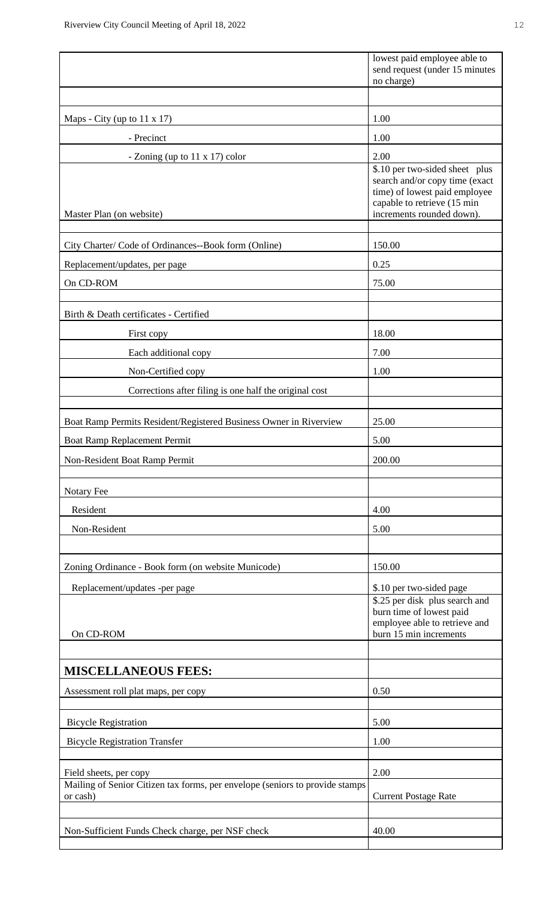| | |
|---|---|
| | lowest paid employee able to send request (under 15 minutes no charge) |
| | |
| Maps - City (up to 11 x 17) | 1.00 |
| - Precinct | 1.00 |
| - Zoning (up to 11 x 17) color | 2.00 |
| Master Plan (on website) | $.10 per two-sided sheet plus search and/or copy time (exact time) of lowest paid employee capable to retrieve (15 min increments rounded down). |
| | |
| City Charter/ Code of Ordinances--Book form (Online) | 150.00 |
| Replacement/updates, per page | 0.25 |
| On CD-ROM | 75.00 |
| | |
| Birth & Death certificates - Certified | |
| First copy | 18.00 |
| Each additional copy | 7.00 |
| Non-Certified copy | 1.00 |
| Corrections after filing is one half the original cost | |
| | |
| Boat Ramp Permits Resident/Registered Business Owner in Riverview | 25.00 |
| Boat Ramp Replacement Permit | 5.00 |
| Non-Resident Boat Ramp Permit | 200.00 |
| | |
| Notary Fee | |
| Resident | 4.00 |
| Non-Resident | 5.00 |
| | |
| Zoning Ordinance - Book form (on website Municode) | 150.00 |
| Replacement/updates -per page | $.10 per two-sided page |
| On CD-ROM | $.25 per disk plus search and burn time of lowest paid employee able to retrieve and burn 15 min increments |
| | |
| **MISCELLANEOUS FEES:** | |
| Assessment roll plat maps, per copy | 0.50 |
| | |
| Bicycle Registration | 5.00 |
| Bicycle Registration Transfer | 1.00 |
| | |
| Field sheets, per copy | 2.00 |
| Mailing of Senior Citizen tax forms, per envelope (seniors to provide stamps or cash) | Current Postage Rate |
| | |
| Non-Sufficient Funds Check charge, per NSF check | 40.00 |
| | |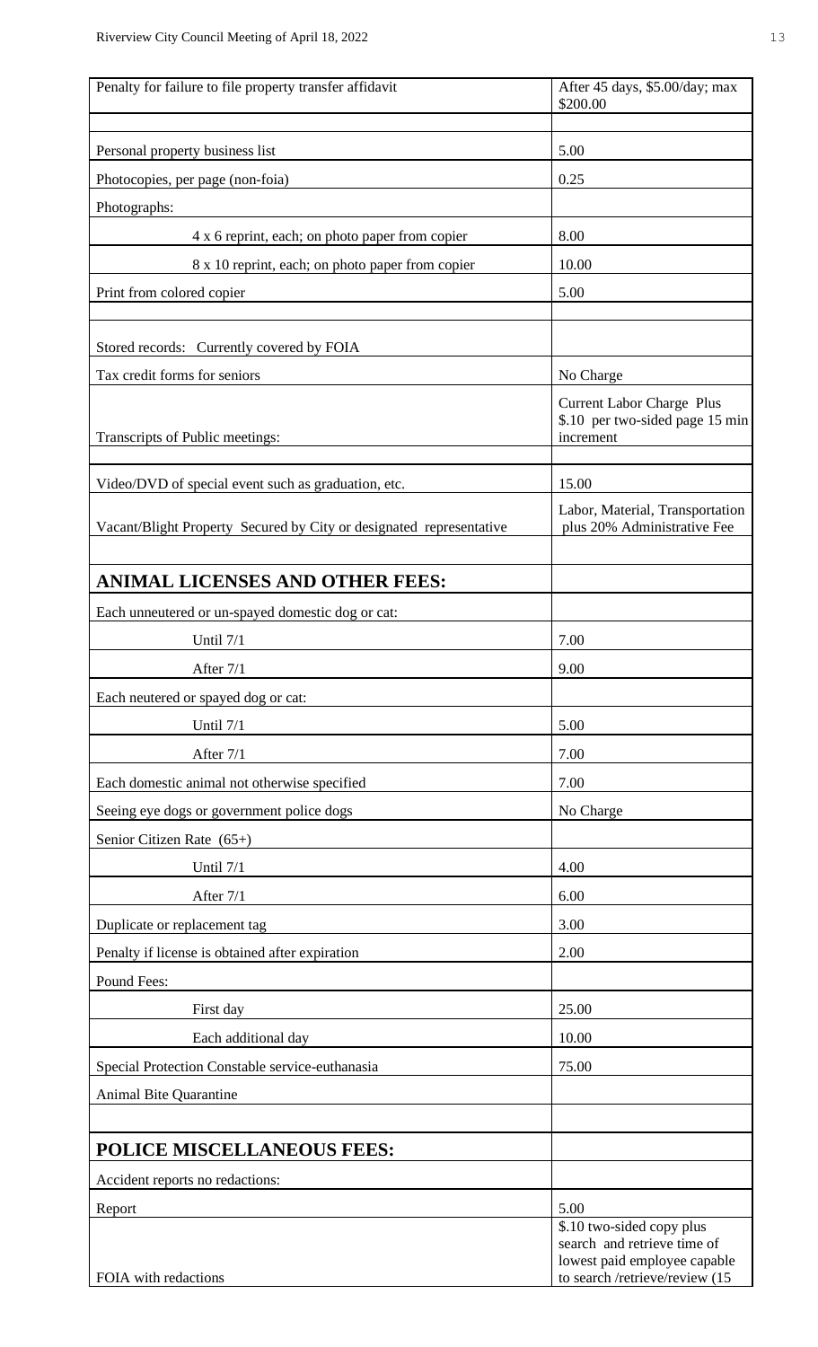| | |
|---|---|
| Penalty for failure to file property transfer affidavit | After 45 days, $5.00/day; max $200.00 |
| | |
| Personal property business list | 5.00 |
| Photocopies, per page (non-foia) | 0.25 |
| Photographs: | |
| 4 x 6 reprint, each; on photo paper from copier | 8.00 |
| 8 x 10 reprint, each; on photo paper from copier | 10.00 |
| Print from colored copier | 5.00 |
| | |
| Stored records: Currently covered by FOIA | |
| Tax credit forms for seniors | No Charge |
| Transcripts of Public meetings: | Current Labor Charge Plus $.10 per two-sided page 15 min increment |
| | |
| Video/DVD of special event such as graduation, etc. | 15.00 |
| Vacant/Blight Property Secured by City or designated representative | Labor, Material, Transportation plus 20% Administrative Fee |
| | |
| **ANIMAL LICENSES AND OTHER FEES:** | |
| Each unneutered or un-spayed domestic dog or cat: | |
| Until 7/1 | 7.00 |
| After 7/1 | 9.00 |
| Each neutered or spayed dog or cat: | |
| Until 7/1 | 5.00 |
| After 7/1 | 7.00 |
| Each domestic animal not otherwise specified | 7.00 |
| Seeing eye dogs or government police dogs | No Charge |
| Senior Citizen Rate (65+) | |
| Until 7/1 | 4.00 |
| After 7/1 | 6.00 |
| Duplicate or replacement tag | 3.00 |
| Penalty if license is obtained after expiration | 2.00 |
| Pound Fees: | |
| First day | 25.00 |
| Each additional day | 10.00 |
| Special Protection Constable service-euthanasia | 75.00 |
| Animal Bite Quarantine | |
| | |
| **POLICE MISCELLANEOUS FEES:** | |
| Accident reports no redactions: | |
| Report | 5.00 |
| FOIA with redactions | $.10 two-sided copy plus search and retrieve time of lowest paid employee capable to search /retrieve/review (15 |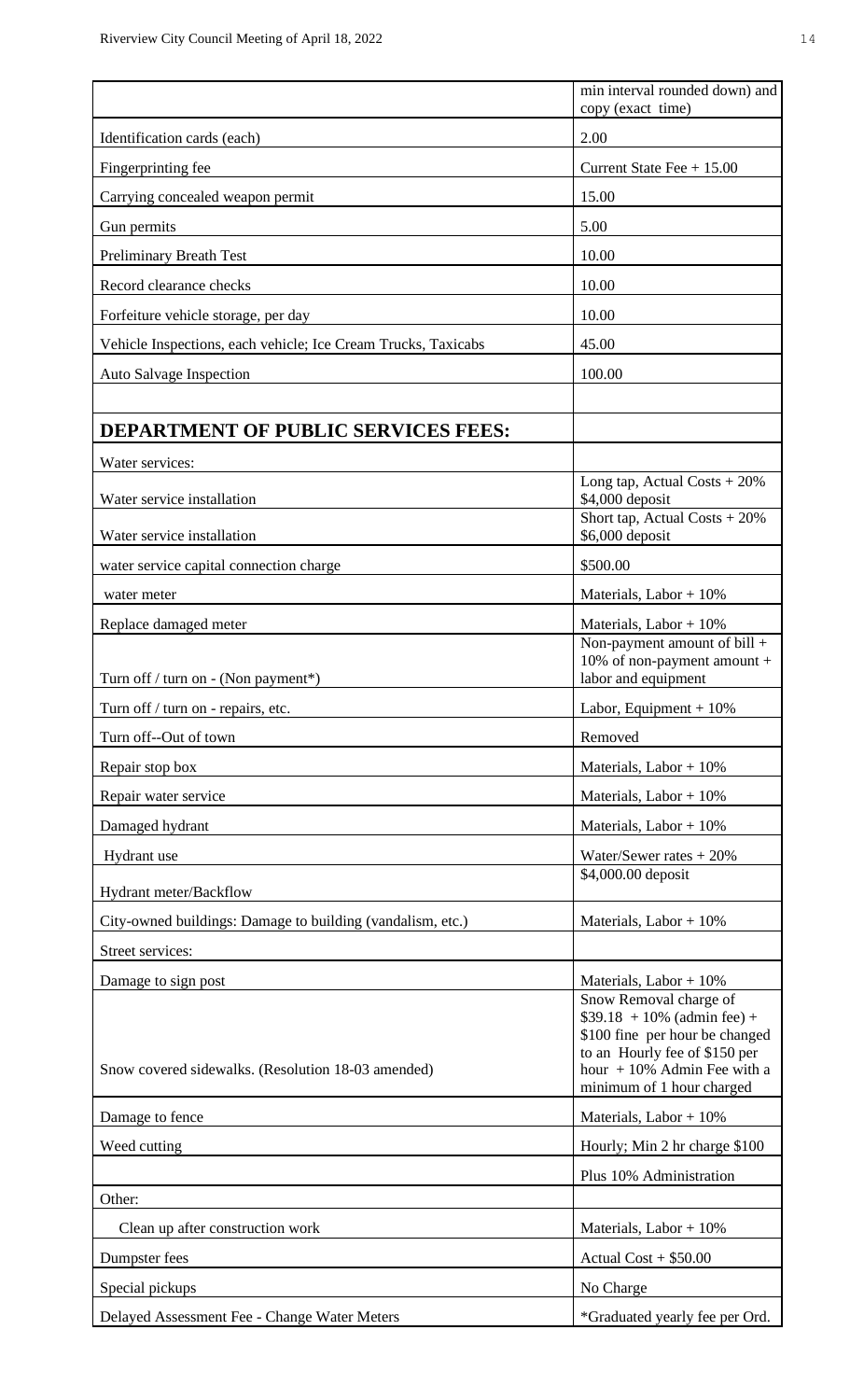|  | min interval rounded down) and copy (exact time) |
|---|---|
| Identification cards (each) | 2.00 |
| Fingerprinting fee | Current State Fee + 15.00 |
| Carrying concealed weapon permit | 15.00 |
| Gun permits | 5.00 |
| Preliminary Breath Test | 10.00 |
| Record clearance checks | 10.00 |
| Forfeiture vehicle storage, per day | 10.00 |
| Vehicle Inspections, each vehicle; Ice Cream Trucks, Taxicabs | 45.00 |
| Auto Salvage Inspection | 100.00 |
|  |  |
| **DEPARTMENT OF PUBLIC SERVICES FEES:** |  |
| Water services: |  |
| Water service installation | Long tap, Actual Costs + 20% $4,000 deposit |
| Water service installation | Short tap, Actual Costs + 20% $6,000 deposit |
| water service capital connection charge | $500.00 |
| water meter | Materials, Labor + 10% |
| Replace damaged meter | Materials, Labor + 10% |
| Turn off / turn on - (Non payment*) | Non-payment amount of bill + 10% of non-payment amount + labor and equipment |
| Turn off / turn on - repairs, etc. | Labor, Equipment + 10% |
| Turn off--Out of town | Removed |
| Repair stop box | Materials, Labor + 10% |
| Repair water service | Materials, Labor + 10% |
| Damaged hydrant | Materials, Labor + 10% |
| Hydrant use | Water/Sewer rates + 20% |
| Hydrant meter/Backflow | $4,000.00 deposit |
| City-owned buildings: Damage to building (vandalism, etc.) | Materials, Labor + 10% |
| Street services: |  |
| Damage to sign post | Materials, Labor + 10% |
| Snow covered sidewalks. (Resolution 18-03 amended) | Snow Removal charge of $39.18 + 10% (admin fee) + $100 fine per hour be changed to an Hourly fee of $150 per hour + 10% Admin Fee with a minimum of 1 hour charged |
| Damage to fence | Materials, Labor + 10% |
| Weed cutting | Hourly; Min 2 hr charge $100 |
|  | Plus 10% Administration |
| Other: |  |
| Clean up after construction work | Materials, Labor + 10% |
| Dumpster fees | Actual Cost + $50.00 |
| Special pickups | No Charge |
| Delayed Assessment Fee - Change Water Meters | *Graduated yearly fee per Ord. |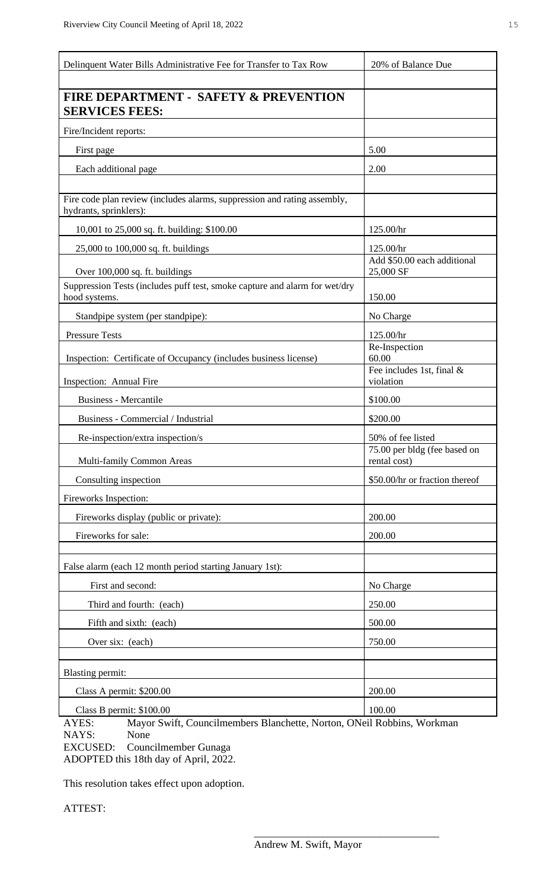| Delinquent Water Bills Administrative Fee for Transfer to Tax Row | 20% of Balance Due |
|---|---|
| | |
| **FIRE DEPARTMENT - SAFETY & PREVENTION SERVICES FEES:** | |
| Fire/Incident reports: | |
| First page | 5.00 |
| Each additional page | 2.00 |
| | |
| Fire code plan review (includes alarms, suppression and rating assembly, hydrants, sprinklers): | |
| 10,001 to 25,000 sq. ft. building: $100.00 | 125.00/hr |
| 25,000 to 100,000 sq. ft. buildings | 125.00/hr |
| Over 100,000 sq. ft. buildings | Add $50.00 each additional 25,000 SF |
| Suppression Tests (includes puff test, smoke capture and alarm for wet/dry hood systems. | 150.00 |
| Standpipe system (per standpipe): | No Charge |
| Pressure Tests | 125.00/hr |
| Inspection: Certificate of Occupancy (includes business license) | Re-Inspection 60.00 |
| Inspection: Annual Fire | Fee includes 1st, final & violation |
| Business - Mercantile | $100.00 |
| Business - Commercial / Industrial | $200.00 |
| Re-inspection/extra inspection/s | 50% of fee listed |
| Multi-family Common Areas | 75.00 per bldg (fee based on rental cost) |
| Consulting inspection | $50.00/hr or fraction thereof |
| Fireworks Inspection: | |
| Fireworks display (public or private): | 200.00 |
| Fireworks for sale: | 200.00 |
| | |
| False alarm (each 12 month period starting January 1st): | |
| First and second: | No Charge |
| Third and fourth: (each) | 250.00 |
| Fifth and sixth: (each) | 500.00 |
| Over six: (each) | 750.00 |
| | |
| Blasting permit: | |
| Class A permit: $200.00 | 200.00 |
| Class B permit: $100.00 | 100.00 |

AYES: Mayor Swift, Councilmembers Blanchette, Norton, ONeil Robbins, Workman
NAYS: None
EXCUSED: Councilmember Gunaga
ADOPTED this 18th day of April, 2022.

This resolution takes effect upon adoption.

ATTEST:

\_\_\_\_\_\_\_\_\_\_\_\_\_\_\_\_\_\_\_\_\_\_\_\_\_\_\_\_\_\_\_\_\_\_\_\_

Andrew M. Swift, Mayor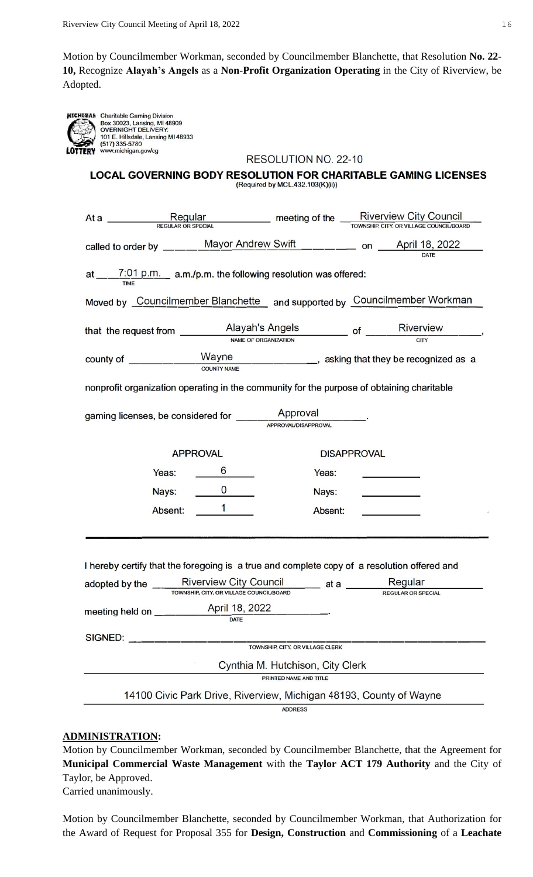Motion by Councilmember Workman, seconded by Councilmember Blanchette, that Resolution **No. 22-10,** Recognize **Alayah's Angels** as a **Non-Profit Organization Operating** in the City of Riverview, be Adopted.

MICHIGAN LOTTERY Charitable Gaming Division
Box 30023, Lansing, MI 48909
OVERNIGHT DELIVERY:
101 E. Hillsdale, Lansing MI 48933
(517) 335-5780
www.michigan.gov/cg

RESOLUTION NO. 22-10

**LOCAL GOVERNING BODY RESOLUTION FOR CHARITABLE GAMING LICENSES**
(Required by MCL.432.103(K)(ii))

At a Regular (REGULAR OR SPECIAL) meeting of the Riverview City Council (TOWNSHIP, CITY, OR VILLAGE COUNCIL/BOARD)

called to order by Mayor Andrew Swift on April 18, 2022 (DATE)

at 7:01 p.m. (TIME) a.m./p.m. the following resolution was offered:

Moved by Councilmember Blanchette and supported by Councilmember Workman

that the request from Alayah's Angels (NAME OF ORGANIZATION) of Riverview (CITY),

county of Wayne (COUNTY NAME), asking that they be recognized as a nonprofit organization operating in the community for the purpose of obtaining charitable gaming licenses, be considered for Approval (APPROVAL/DISAPPROVAL).

| APPROVAL | | DISAPPROVAL | |
|---|---|---|---|
| Yeas: | 6 | Yeas: | |
| Nays: | 0 | Nays: | |
| Absent: | 1 | Absent: | |

I hereby certify that the foregoing is a true and complete copy of a resolution offered and adopted by the Riverview City Council (TOWNSHIP, CITY, OR VILLAGE COUNCIL/BOARD) at a Regular (REGULAR OR SPECIAL) meeting held on April 18, 2022 (DATE).

SIGNED: ______________________ (TOWNSHIP, CITY, OR VILLAGE CLERK)

Cynthia M. Hutchison, City Clerk (PRINTED NAME AND TITLE)

14100 Civic Park Drive, Riverview, Michigan 48193, County of Wayne (ADDRESS)

**ADMINISTRATION:**

Motion by Councilmember Workman, seconded by Councilmember Blanchette, that the Agreement for **Municipal Commercial Waste Management** with the **Taylor ACT 179 Authority** and the City of Taylor, be Approved.
Carried unanimously.

Motion by Councilmember Blanchette, seconded by Councilmember Workman, that Authorization for the Award of Request for Proposal 355 for **Design, Construction** and **Commissioning** of a **Leachate**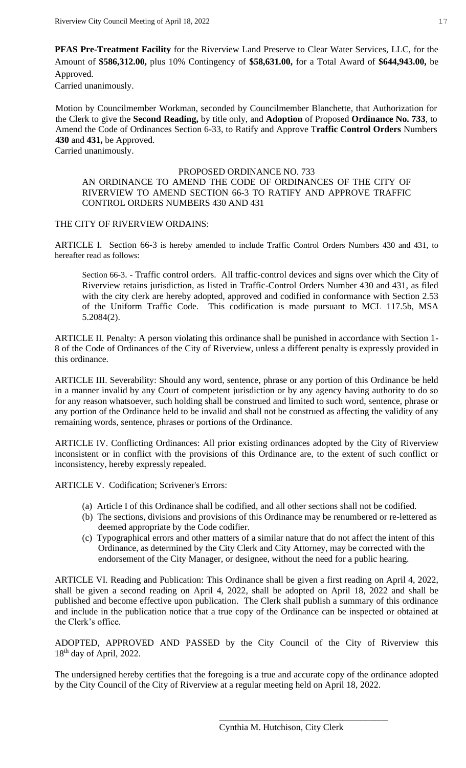**PFAS Pre-Treatment Facility** for the Riverview Land Preserve to Clear Water Services, LLC, for the Amount of **$586,312.00,** plus 10% Contingency of **$58,631.00,** for a Total Award of **$644,943.00,** be Approved.
Carried unanimously.

Motion by Councilmember Workman, seconded by Councilmember Blanchette, that Authorization for the Clerk to give the **Second Reading,** by title only, and **Adoption** of Proposed **Ordinance No. 733**, to Amend the Code of Ordinances Section 6-33, to Ratify and Approve T**raffic Control Orders** Numbers **430** and **431,** be Approved.
Carried unanimously.

PROPOSED ORDINANCE NO. 733
AN ORDINANCE TO AMEND THE CODE OF ORDINANCES OF THE CITY OF RIVERVIEW TO AMEND SECTION 66-3 TO RATIFY AND APPROVE TRAFFIC CONTROL ORDERS NUMBERS 430 AND 431

THE CITY OF RIVERVIEW ORDAINS:

ARTICLE I. Section 66-3 is hereby amended to include Traffic Control Orders Numbers 430 and 431, to hereafter read as follows:

> Section 66-3. - Traffic control orders. All traffic-control devices and signs over which the City of Riverview retains jurisdiction, as listed in Traffic-Control Orders Number 430 and 431, as filed with the city clerk are hereby adopted, approved and codified in conformance with Section 2.53 of the Uniform Traffic Code. This codification is made pursuant to MCL 117.5b, MSA 5.2084(2).

ARTICLE II. Penalty: A person violating this ordinance shall be punished in accordance with Section 1-8 of the Code of Ordinances of the City of Riverview, unless a different penalty is expressly provided in this ordinance.

ARTICLE III. Severability: Should any word, sentence, phrase or any portion of this Ordinance be held in a manner invalid by any Court of competent jurisdiction or by any agency having authority to do so for any reason whatsoever, such holding shall be construed and limited to such word, sentence, phrase or any portion of the Ordinance held to be invalid and shall not be construed as affecting the validity of any remaining words, sentence, phrases or portions of the Ordinance.

ARTICLE IV. Conflicting Ordinances: All prior existing ordinances adopted by the City of Riverview inconsistent or in conflict with the provisions of this Ordinance are, to the extent of such conflict or inconsistency, hereby expressly repealed.

ARTICLE V. Codification; Scrivener's Errors:

(a) Article I of this Ordinance shall be codified, and all other sections shall not be codified.
(b) The sections, divisions and provisions of this Ordinance may be renumbered or re-lettered as deemed appropriate by the Code codifier.
(c) Typographical errors and other matters of a similar nature that do not affect the intent of this Ordinance, as determined by the City Clerk and City Attorney, may be corrected with the endorsement of the City Manager, or designee, without the need for a public hearing.

ARTICLE VI. Reading and Publication: This Ordinance shall be given a first reading on April 4, 2022, shall be given a second reading on April 4, 2022, shall be adopted on April 18, 2022 and shall be published and become effective upon publication. The Clerk shall publish a summary of this ordinance and include in the publication notice that a true copy of the Ordinance can be inspected or obtained at the Clerk's office.

ADOPTED, APPROVED AND PASSED by the City Council of the City of Riverview this 18th day of April, 2022.

The undersigned hereby certifies that the foregoing is a true and accurate copy of the ordinance adopted by the City Council of the City of Riverview at a regular meeting held on April 18, 2022.

\_\_\_\_\_\_\_\_\_\_\_\_\_\_\_\_\_\_\_\_\_\_\_\_\_\_\_\_\_\_\_\_\_\_\_\_
Cynthia M. Hutchison, City Clerk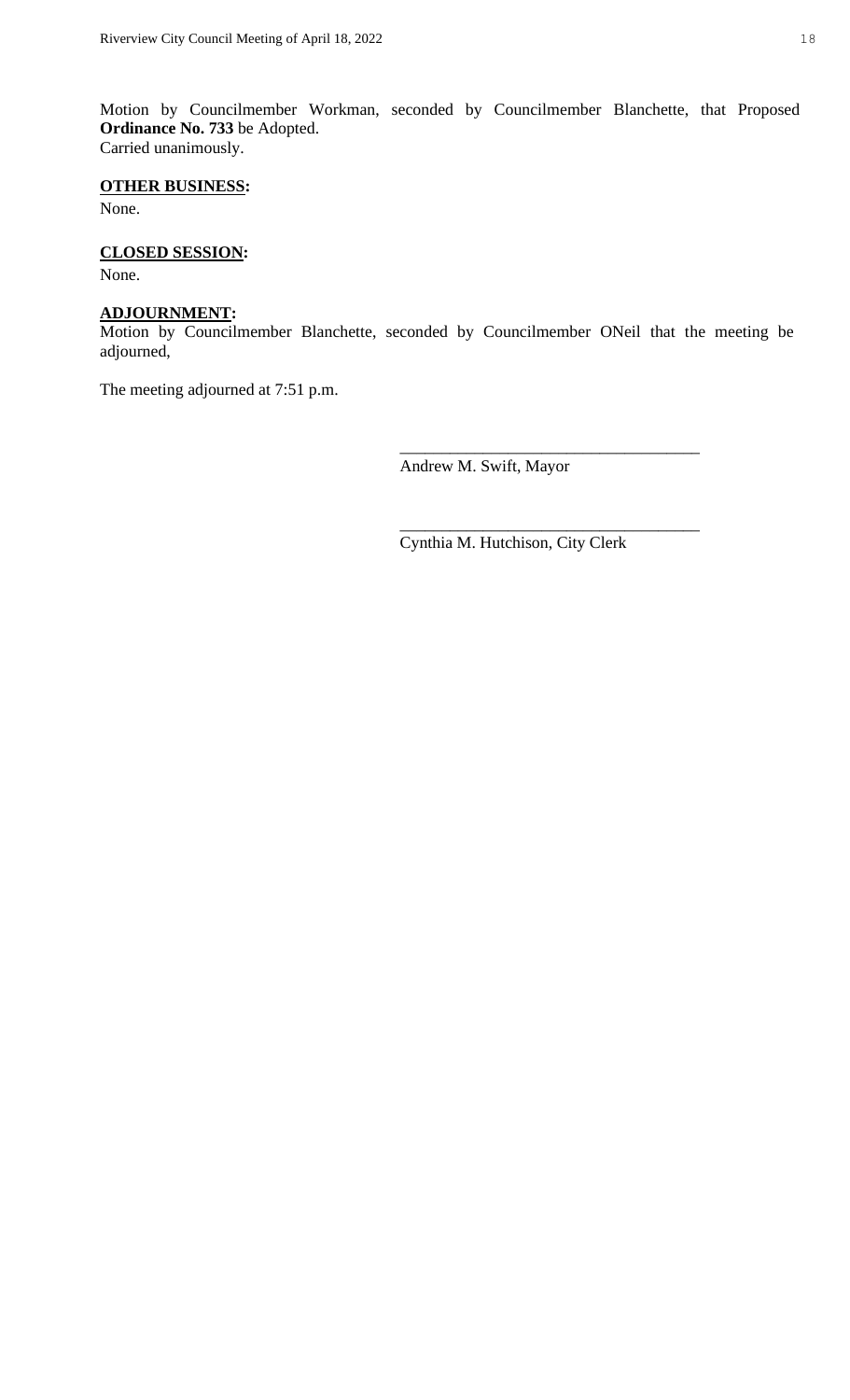Motion by Councilmember Workman, seconded by Councilmember Blanchette, that Proposed **Ordinance No. 733** be Adopted.
Carried unanimously.

**OTHER BUSINESS:**
None.

**CLOSED SESSION:**
None.

**ADJOURNMENT:**
Motion by Councilmember Blanchette, seconded by Councilmember ONeil that the meeting be adjourned,

The meeting adjourned at 7:51 p.m.

___________________________________
Andrew M. Swift, Mayor

___________________________________
Cynthia M. Hutchison, City Clerk